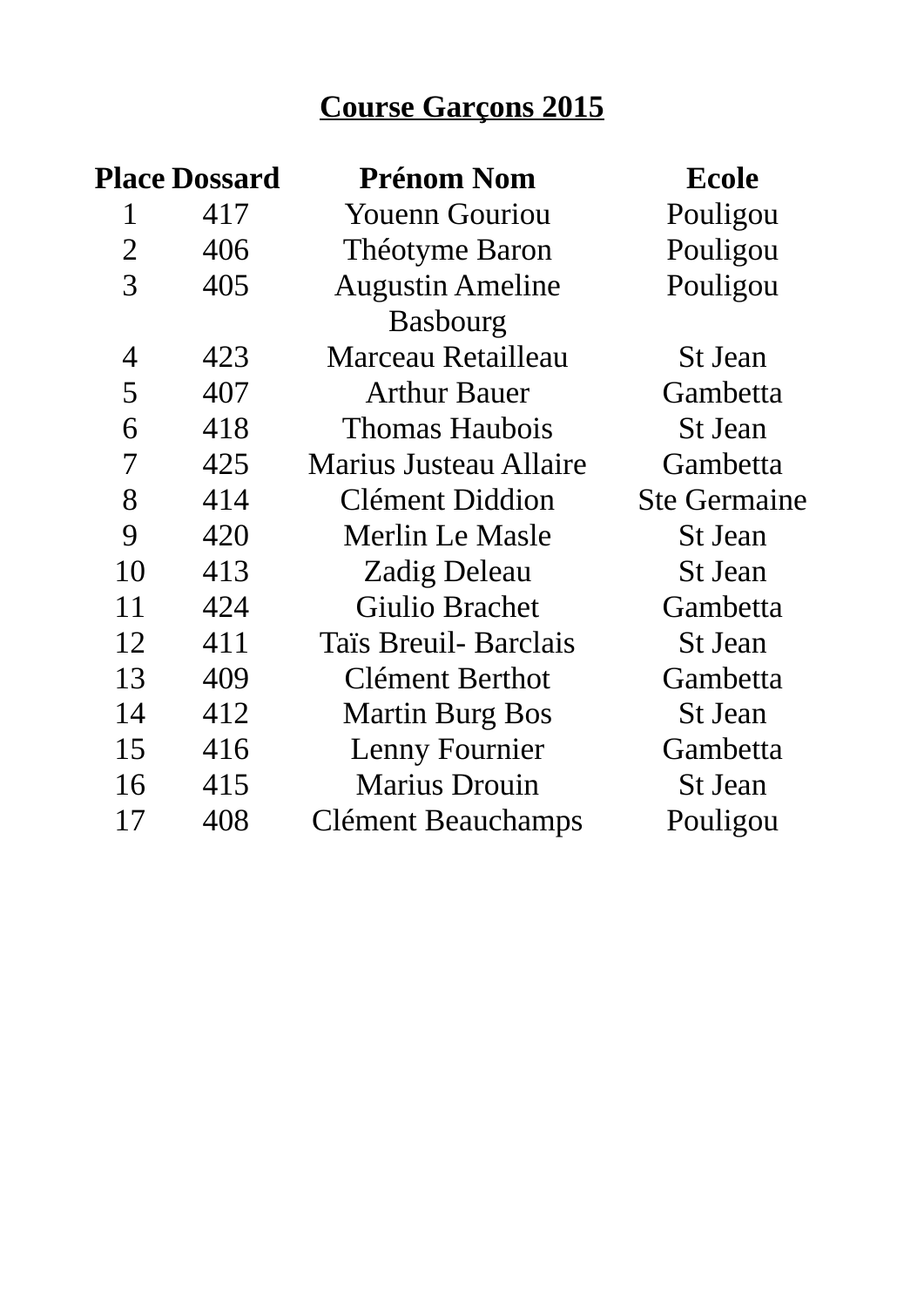## Course Garçons 2015

| Place | Dossard | Prénom Nom | Ecole |
|---|---|---|---|
| 1 | 417 | Youenn Gouriou | Pouligou |
| 2 | 406 | Théotyme Baron | Pouligou |
| 3 | 405 | Augustin Ameline Basbourg | Pouligou |
| 4 | 423 | Marceau Retailleau | St Jean |
| 5 | 407 | Arthur Bauer | Gambetta |
| 6 | 418 | Thomas Haubois | St Jean |
| 7 | 425 | Marius Justeau Allaire | Gambetta |
| 8 | 414 | Clément Diddion | Ste Germaine |
| 9 | 420 | Merlin Le Masle | St Jean |
| 10 | 413 | Zadig Deleau | St Jean |
| 11 | 424 | Giulio Brachet | Gambetta |
| 12 | 411 | Taïs Breuil- Barclais | St Jean |
| 13 | 409 | Clément Berthot | Gambetta |
| 14 | 412 | Martin Burg Bos | St Jean |
| 15 | 416 | Lenny Fournier | Gambetta |
| 16 | 415 | Marius Drouin | St Jean |
| 17 | 408 | Clément Beauchamps | Pouligou |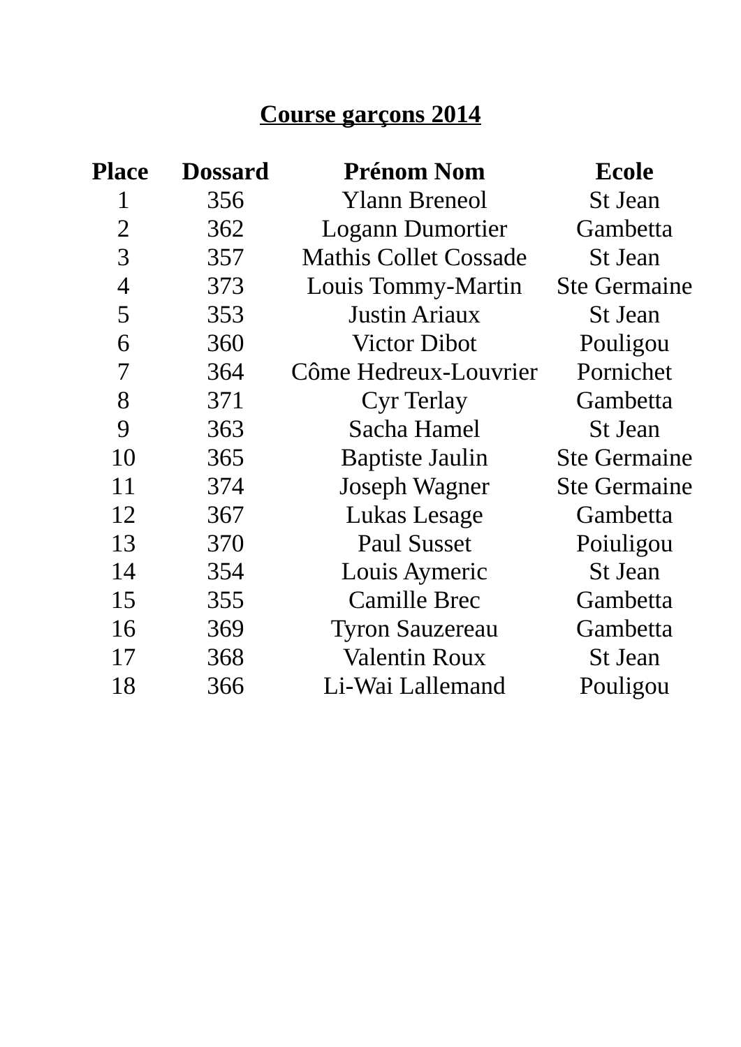## Course garçons 2014

| Place | Dossard | Prénom Nom | Ecole |
|---|---|---|---|
| 1 | 356 | Ylann Breneol | St Jean |
| 2 | 362 | Logann Dumortier | Gambetta |
| 3 | 357 | Mathis Collet Cossade | St Jean |
| 4 | 373 | Louis Tommy-Martin | Ste Germaine |
| 5 | 353 | Justin Ariaux | St Jean |
| 6 | 360 | Victor Dibot | Pouligou |
| 7 | 364 | Côme Hedreux-Louvrier | Pornichet |
| 8 | 371 | Cyr Terlay | Gambetta |
| 9 | 363 | Sacha Hamel | St Jean |
| 10 | 365 | Baptiste Jaulin | Ste Germaine |
| 11 | 374 | Joseph Wagner | Ste Germaine |
| 12 | 367 | Lukas Lesage | Gambetta |
| 13 | 370 | Paul Susset | Poiuligou |
| 14 | 354 | Louis Aymeric | St Jean |
| 15 | 355 | Camille Brec | Gambetta |
| 16 | 369 | Tyron Sauzereau | Gambetta |
| 17 | 368 | Valentin Roux | St Jean |
| 18 | 366 | Li-Wai Lallemand | Pouligou |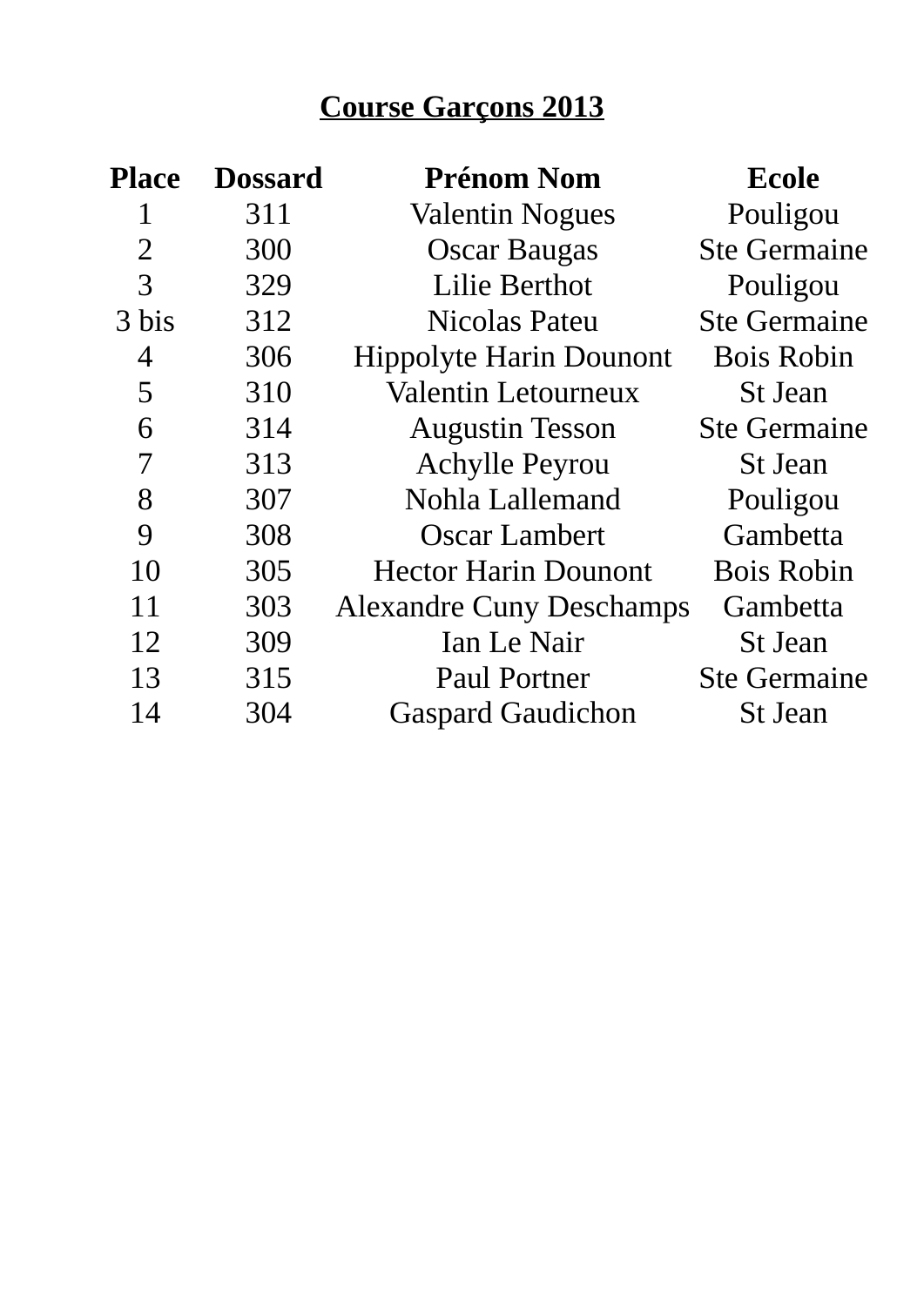# **Course Garçons 2013**

| Place | Dossard | Prénom Nom | Ecole |
|---|---|---|---|
| 1 | 311 | Valentin Nogues | Pouligou |
| 2 | 300 | Oscar Baugas | Ste Germaine |
| 3 | 329 | Lilie Berthot | Pouligou |
| 3 bis | 312 | Nicolas Pateu | Ste Germaine |
| 4 | 306 | Hippolyte Harin Dounont | Bois Robin |
| 5 | 310 | Valentin Letourneux | St Jean |
| 6 | 314 | Augustin Tesson | Ste Germaine |
| 7 | 313 | Achylle Peyrou | St Jean |
| 8 | 307 | Nohla Lallemand | Pouligou |
| 9 | 308 | Oscar Lambert | Gambetta |
| 10 | 305 | Hector Harin Dounont | Bois Robin |
| 11 | 303 | Alexandre Cuny Deschamps | Gambetta |
| 12 | 309 | Ian Le Nair | St Jean |
| 13 | 315 | Paul Portner | Ste Germaine |
| 14 | 304 | Gaspard Gaudichon | St Jean |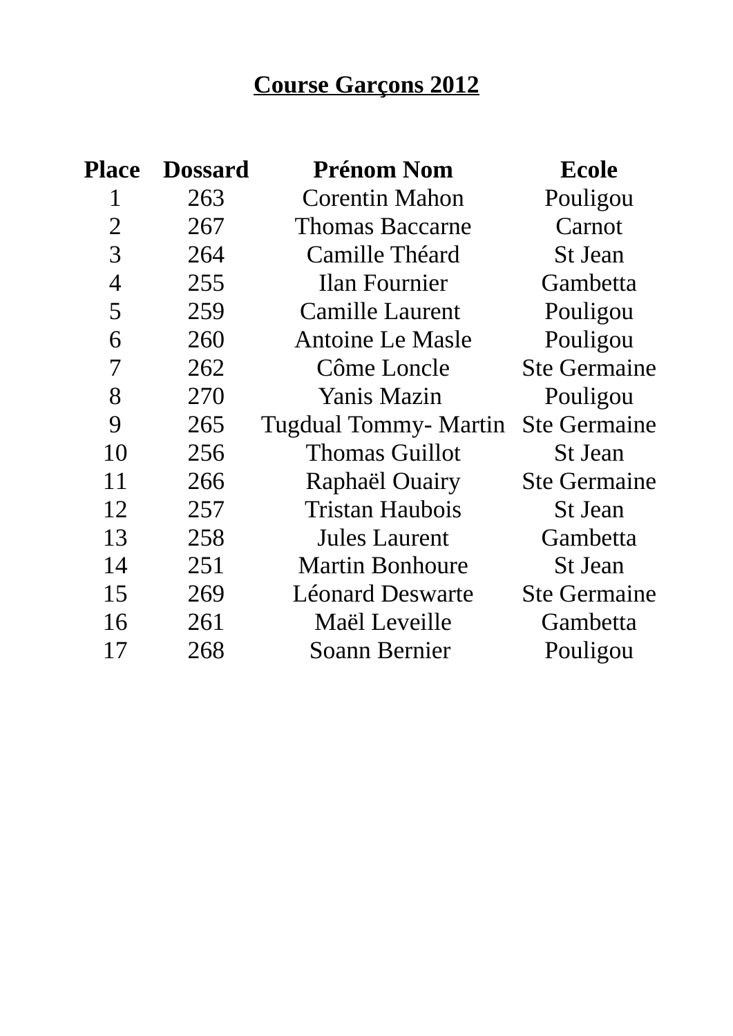**Course Garçons 2012**

| Place | Dossard | Prénom Nom | Ecole |
|---|---|---|---|
| 1 | 263 | Corentin Mahon | Pouligou |
| 2 | 267 | Thomas Baccarne | Carnot |
| 3 | 264 | Camille Théard | St Jean |
| 4 | 255 | Ilan Fournier | Gambetta |
| 5 | 259 | Camille Laurent | Pouligou |
| 6 | 260 | Antoine Le Masle | Pouligou |
| 7 | 262 | Côme Loncle | Ste Germaine |
| 8 | 270 | Yanis Mazin | Pouligou |
| 9 | 265 | Tugdual Tommy- Martin | Ste Germaine |
| 10 | 256 | Thomas Guillot | St Jean |
| 11 | 266 | Raphaël Ouairy | Ste Germaine |
| 12 | 257 | Tristan Haubois | St Jean |
| 13 | 258 | Jules Laurent | Gambetta |
| 14 | 251 | Martin Bonhoure | St Jean |
| 15 | 269 | Léonard Deswarte | Ste Germaine |
| 16 | 261 | Maël Leveille | Gambetta |
| 17 | 268 | Soann Bernier | Pouligou |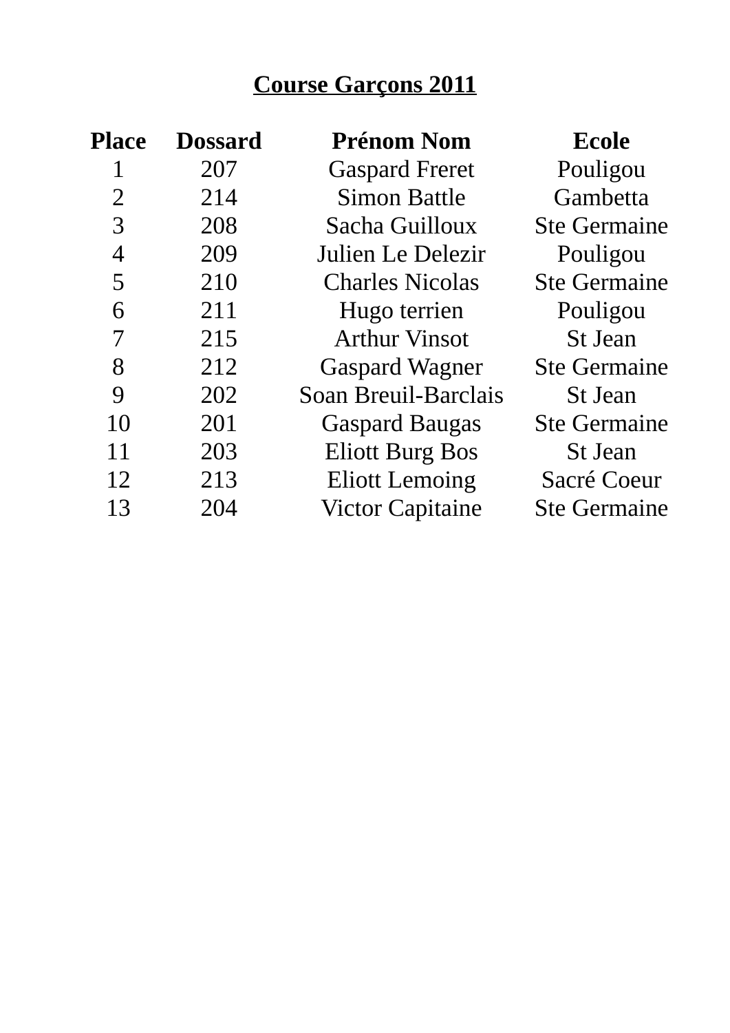## Course Garçons 2011

| Place | Dossard | Prénom Nom | Ecole |
|---|---|---|---|
| 1 | 207 | Gaspard Freret | Pouligou |
| 2 | 214 | Simon Battle | Gambetta |
| 3 | 208 | Sacha Guilloux | Ste Germaine |
| 4 | 209 | Julien Le Delezir | Pouligou |
| 5 | 210 | Charles Nicolas | Ste Germaine |
| 6 | 211 | Hugo terrien | Pouligou |
| 7 | 215 | Arthur Vinsot | St Jean |
| 8 | 212 | Gaspard Wagner | Ste Germaine |
| 9 | 202 | Soan Breuil-Barclais | St Jean |
| 10 | 201 | Gaspard Baugas | Ste Germaine |
| 11 | 203 | Eliott Burg Bos | St Jean |
| 12 | 213 | Eliott Lemoing | Sacré Coeur |
| 13 | 204 | Victor Capitaine | Ste Germaine |